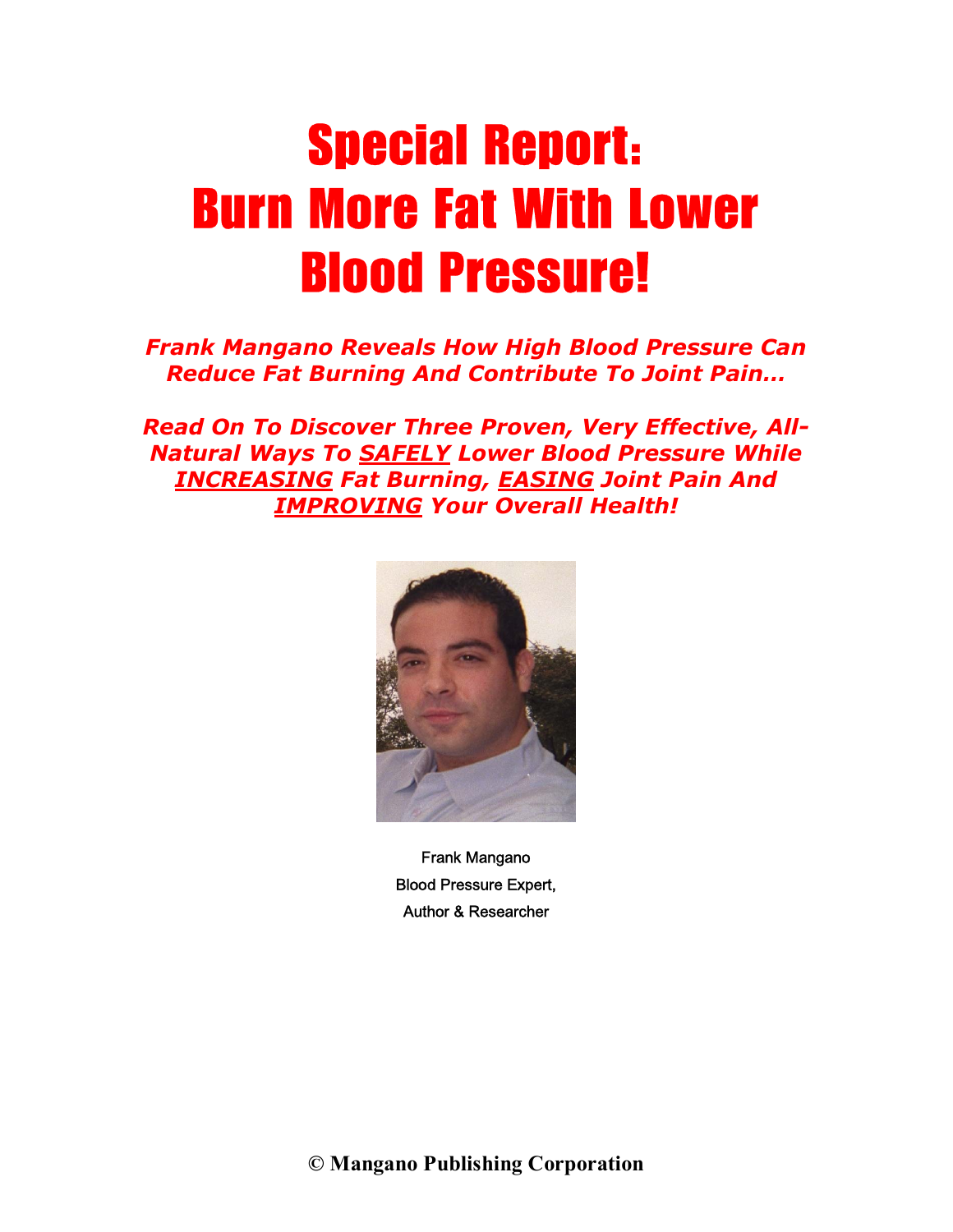# Special Report: Burn More Fat With Lower Blood Pressure!

***Frank Mangano Reveals How High Blood Pressure Can Reduce Fat Burning And Contribute To Joint Pain…***

***Read On To Discover Three Proven, Very Effective, All-Natural Ways To <u>SAFELY</u> Lower Blood Pressure While <u>INCREASING</u> Fat Burning, <u>EASING</u> Joint Pain And <u>IMPROVING</u> Your Overall Health!***

Frank Mangano
Blood Pressure Expert,
Author & Researcher

**© Mangano Publishing Corporation**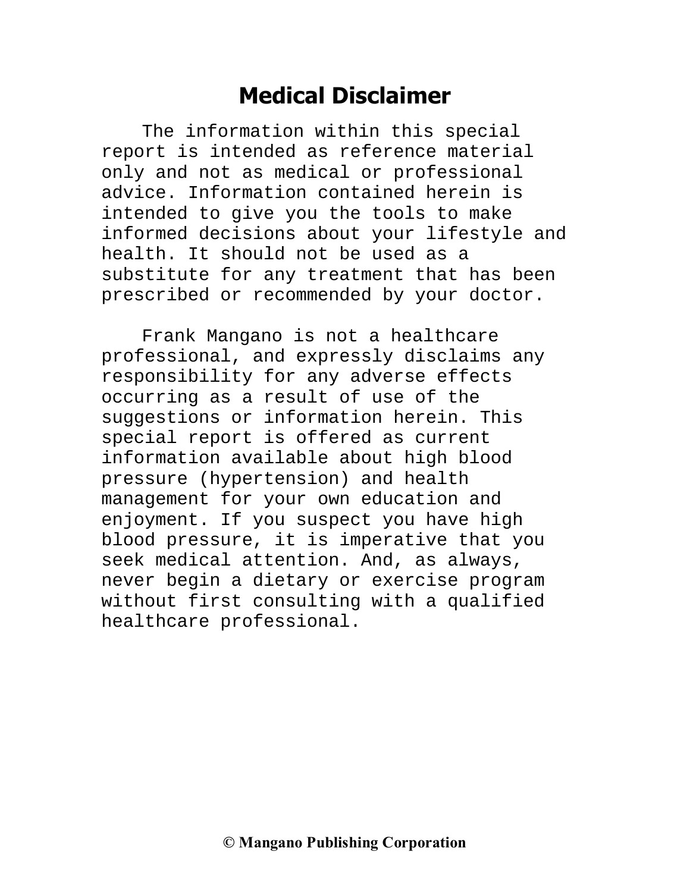# Medical Disclaimer

The information within this special report is intended as reference material only and not as medical or professional advice. Information contained herein is intended to give you the tools to make informed decisions about your lifestyle and health. It should not be used as a substitute for any treatment that has been prescribed or recommended by your doctor.

Frank Mangano is not a healthcare professional, and expressly disclaims any responsibility for any adverse effects occurring as a result of use of the suggestions or information herein. This special report is offered as current information available about high blood pressure (hypertension) and health management for your own education and enjoyment. If you suspect you have high blood pressure, it is imperative that you seek medical attention. And, as always, never begin a dietary or exercise program without first consulting with a qualified healthcare professional.

**© Mangano Publishing Corporation**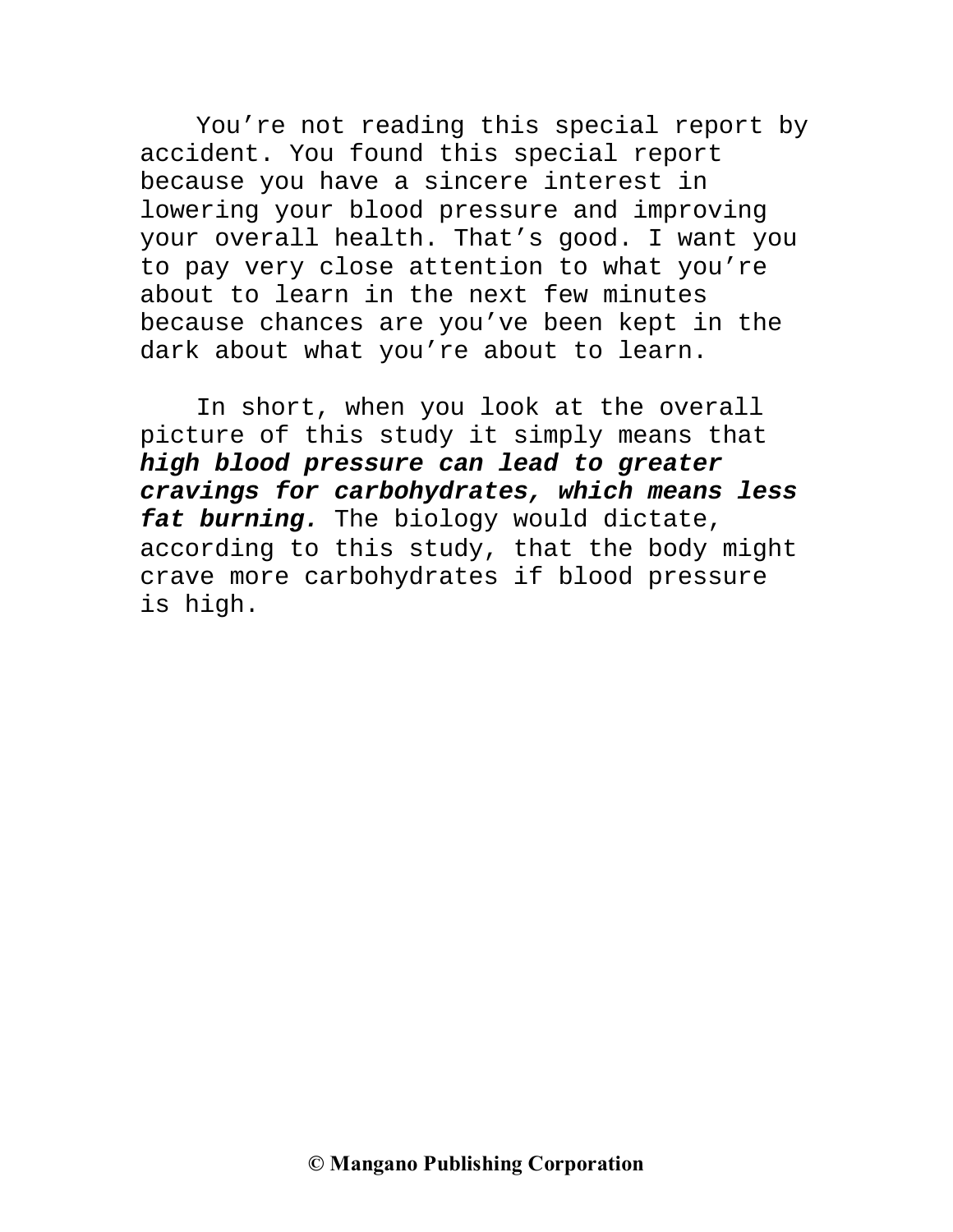You're not reading this special report by accident. You found this special report because you have a sincere interest in lowering your blood pressure and improving your overall health. That's good. I want you to pay very close attention to what you're about to learn in the next few minutes because chances are you've been kept in the dark about what you're about to learn.

In short, when you look at the overall picture of this study it simply means that ***high blood pressure can lead to greater cravings for carbohydrates, which means less fat burning.*** The biology would dictate, according to this study, that the body might crave more carbohydrates if blood pressure is high.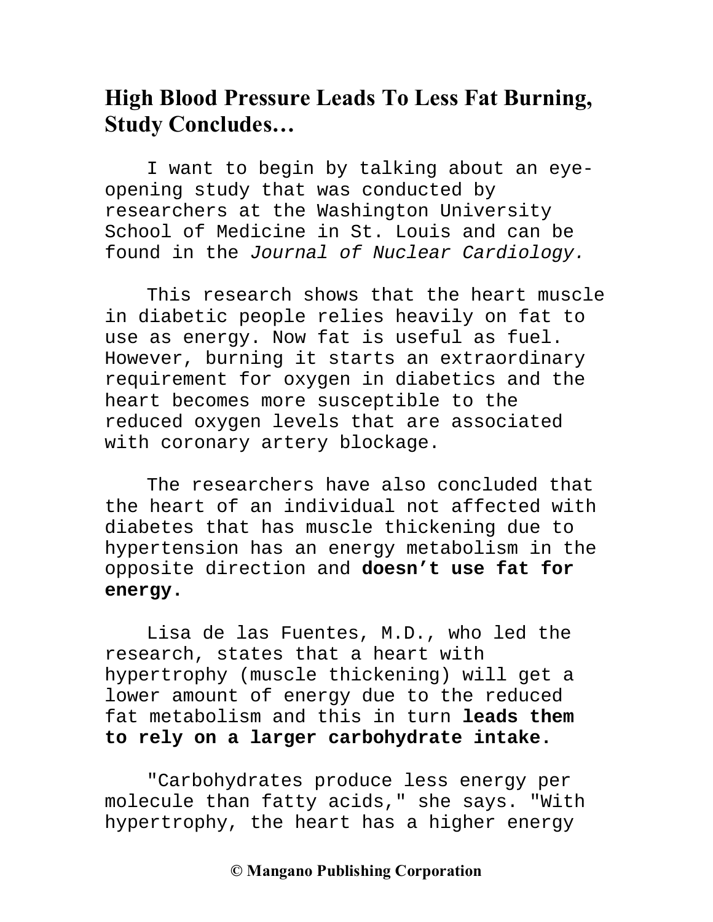## High Blood Pressure Leads To Less Fat Burning, Study Concludes…

I want to begin by talking about an eye-opening study that was conducted by researchers at the Washington University School of Medicine in St. Louis and can be found in the *Journal of Nuclear Cardiology.*

This research shows that the heart muscle in diabetic people relies heavily on fat to use as energy. Now fat is useful as fuel. However, burning it starts an extraordinary requirement for oxygen in diabetics and the heart becomes more susceptible to the reduced oxygen levels that are associated with coronary artery blockage.

The researchers have also concluded that the heart of an individual not affected with diabetes that has muscle thickening due to hypertension has an energy metabolism in the opposite direction and **doesn't use fat for energy.**

Lisa de las Fuentes, M.D., who led the research, states that a heart with hypertrophy (muscle thickening) will get a lower amount of energy due to the reduced fat metabolism and this in turn **leads them to rely on a larger carbohydrate intake.**

"Carbohydrates produce less energy per molecule than fatty acids," she says. "With hypertrophy, the heart has a higher energy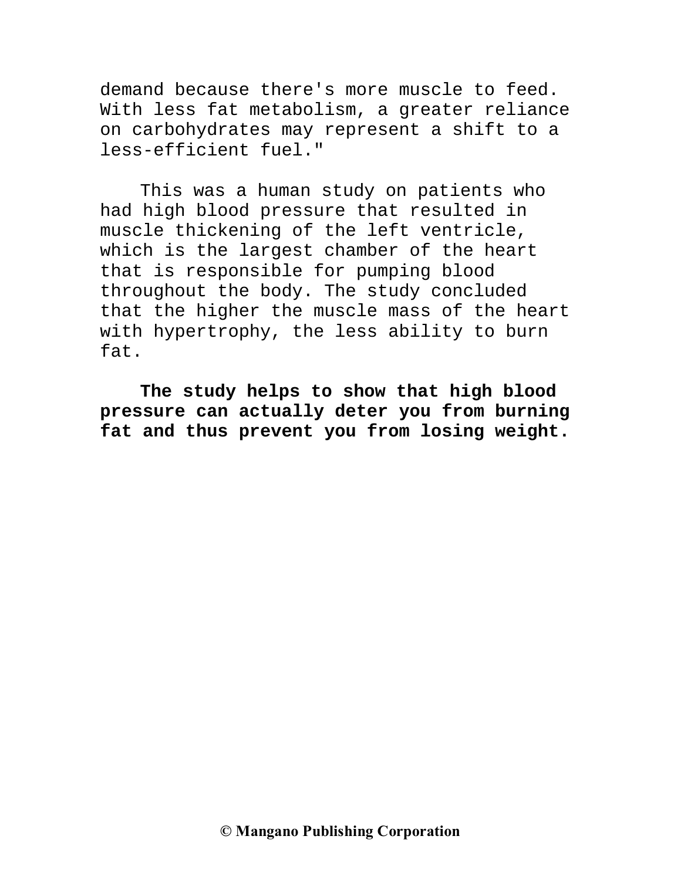demand because there's more muscle to feed. With less fat metabolism, a greater reliance on carbohydrates may represent a shift to a less-efficient fuel."

This was a human study on patients who had high blood pressure that resulted in muscle thickening of the left ventricle, which is the largest chamber of the heart that is responsible for pumping blood throughout the body. The study concluded that the higher the muscle mass of the heart with hypertrophy, the less ability to burn fat.

**The study helps to show that high blood pressure can actually deter you from burning fat and thus prevent you from losing weight.**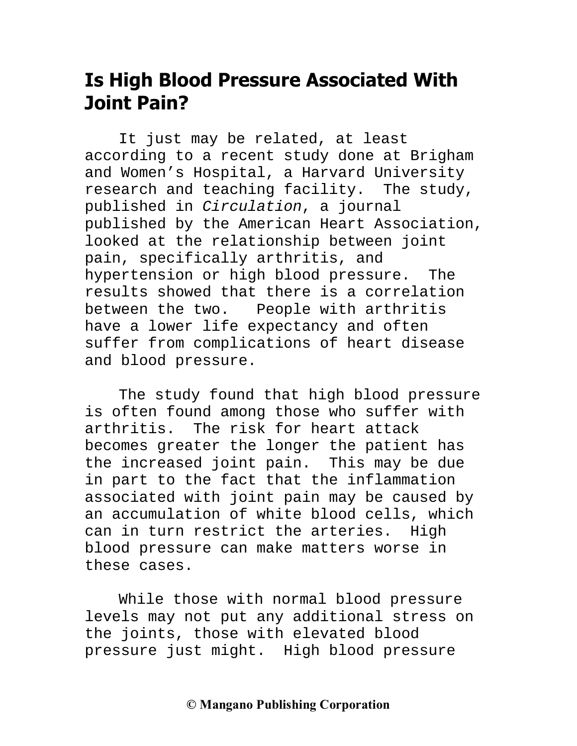## Is High Blood Pressure Associated With Joint Pain?

It just may be related, at least according to a recent study done at Brigham and Women's Hospital, a Harvard University research and teaching facility. The study, published in *Circulation*, a journal published by the American Heart Association, looked at the relationship between joint pain, specifically arthritis, and hypertension or high blood pressure. The results showed that there is a correlation between the two. People with arthritis have a lower life expectancy and often suffer from complications of heart disease and blood pressure.

The study found that high blood pressure is often found among those who suffer with arthritis. The risk for heart attack becomes greater the longer the patient has the increased joint pain. This may be due in part to the fact that the inflammation associated with joint pain may be caused by an accumulation of white blood cells, which can in turn restrict the arteries. High blood pressure can make matters worse in these cases.

While those with normal blood pressure levels may not put any additional stress on the joints, those with elevated blood pressure just might. High blood pressure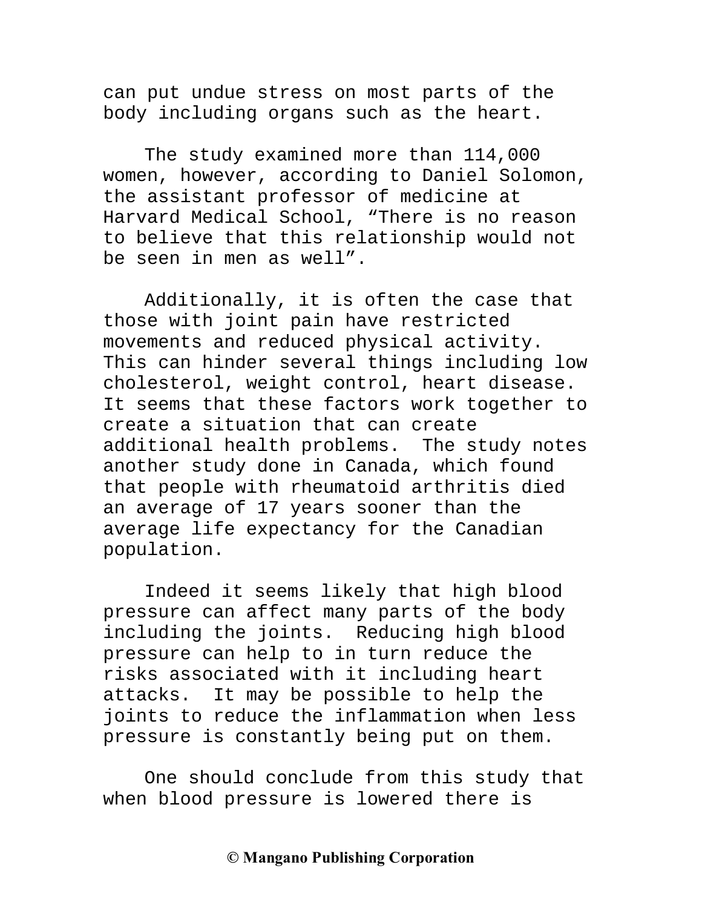can put undue stress on most parts of the body including organs such as the heart.

The study examined more than 114,000 women, however, according to Daniel Solomon, the assistant professor of medicine at Harvard Medical School, “There is no reason to believe that this relationship would not be seen in men as well”.

Additionally, it is often the case that those with joint pain have restricted movements and reduced physical activity. This can hinder several things including low cholesterol, weight control, heart disease. It seems that these factors work together to create a situation that can create additional health problems. The study notes another study done in Canada, which found that people with rheumatoid arthritis died an average of 17 years sooner than the average life expectancy for the Canadian population.

Indeed it seems likely that high blood pressure can affect many parts of the body including the joints. Reducing high blood pressure can help to in turn reduce the risks associated with it including heart attacks. It may be possible to help the joints to reduce the inflammation when less pressure is constantly being put on them.

One should conclude from this study that when blood pressure is lowered there is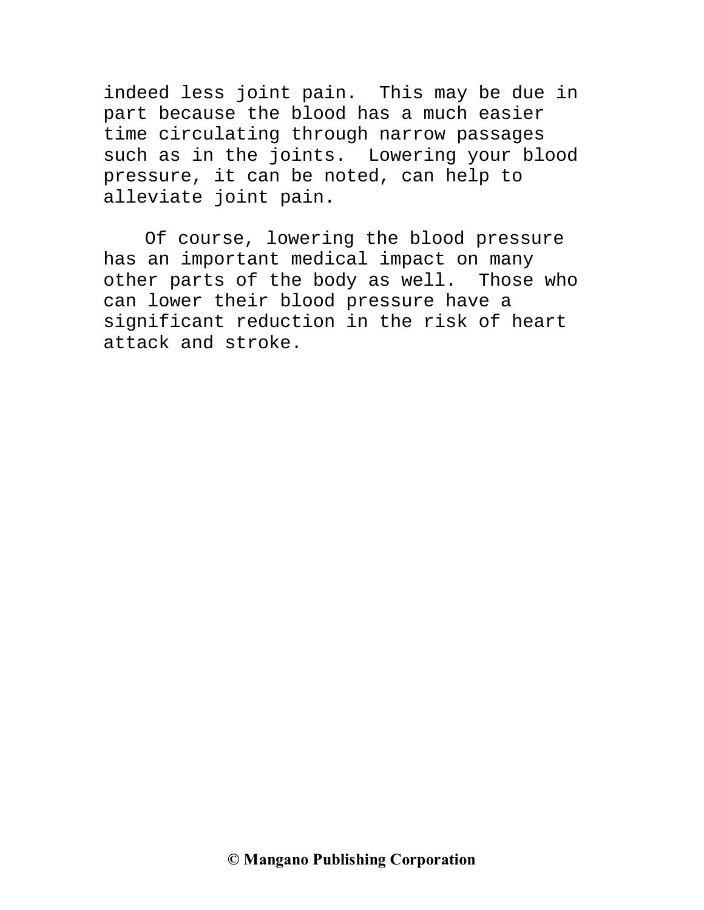indeed less joint pain.  This may be due in part because the blood has a much easier time circulating through narrow passages such as in the joints.  Lowering your blood pressure, it can be noted, can help to alleviate joint pain.

Of course, lowering the blood pressure has an important medical impact on many other parts of the body as well.  Those who can lower their blood pressure have a significant reduction in the risk of heart attack and stroke.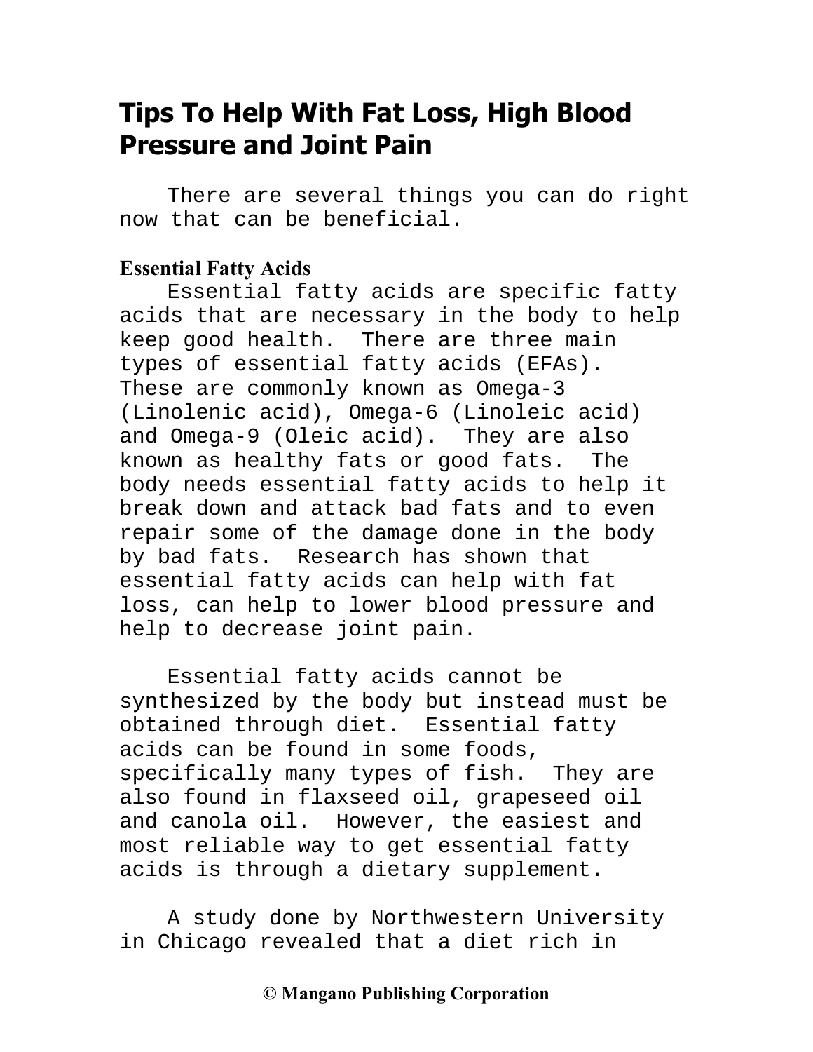# Tips To Help With Fat Loss, High Blood Pressure and Joint Pain

There are several things you can do right now that can be beneficial.

**Essential Fatty Acids**

Essential fatty acids are specific fatty acids that are necessary in the body to help keep good health. There are three main types of essential fatty acids (EFAs). These are commonly known as Omega-3 (Linolenic acid), Omega-6 (Linoleic acid) and Omega-9 (Oleic acid). They are also known as healthy fats or good fats. The body needs essential fatty acids to help it break down and attack bad fats and to even repair some of the damage done in the body by bad fats. Research has shown that essential fatty acids can help with fat loss, can help to lower blood pressure and help to decrease joint pain.

Essential fatty acids cannot be synthesized by the body but instead must be obtained through diet. Essential fatty acids can be found in some foods, specifically many types of fish. They are also found in flaxseed oil, grapeseed oil and canola oil. However, the easiest and most reliable way to get essential fatty acids is through a dietary supplement.

A study done by Northwestern University in Chicago revealed that a diet rich in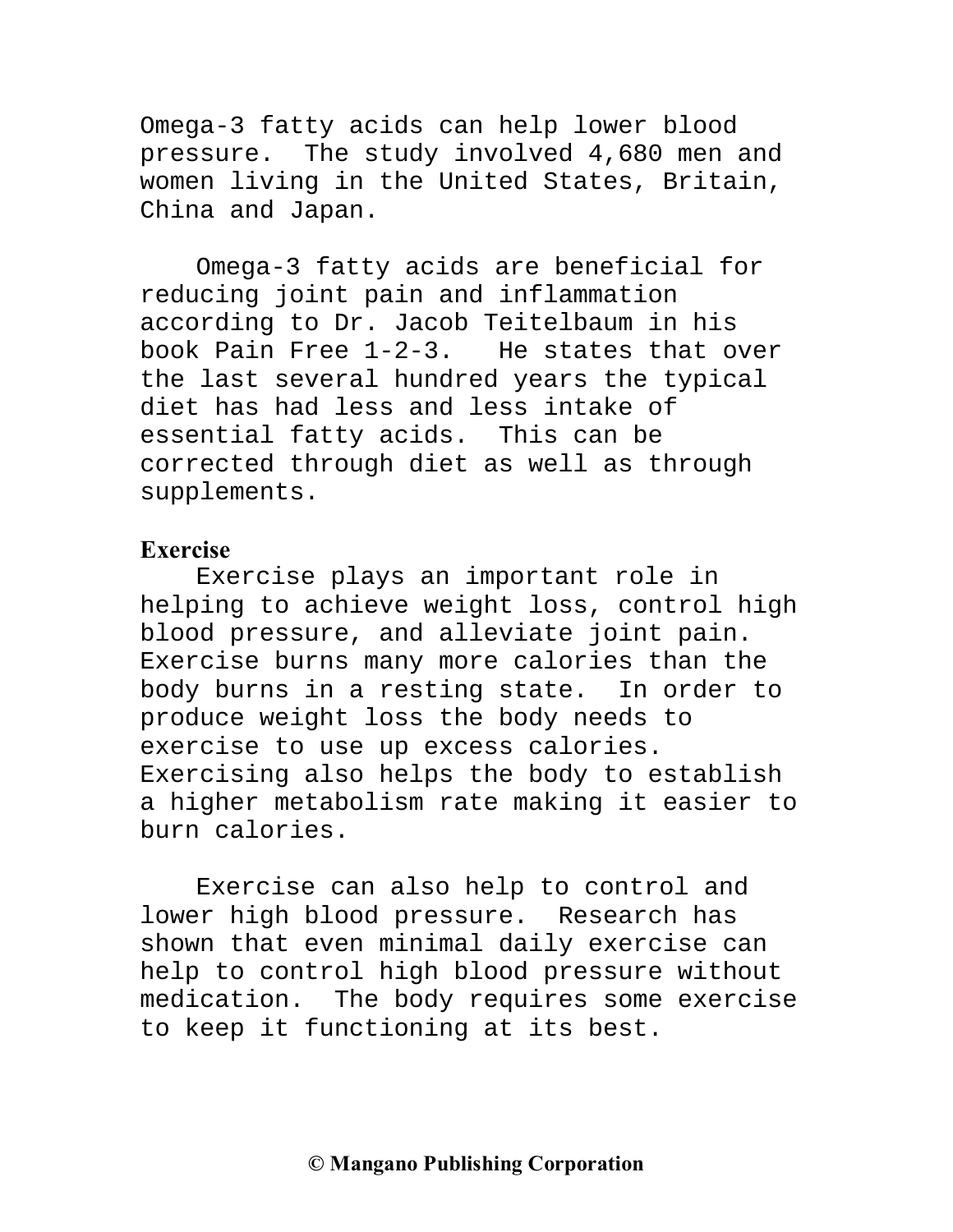Omega-3 fatty acids can help lower blood pressure. The study involved 4,680 men and women living in the United States, Britain, China and Japan.

Omega-3 fatty acids are beneficial for reducing joint pain and inflammation according to Dr. Jacob Teitelbaum in his book Pain Free 1-2-3. He states that over the last several hundred years the typical diet has had less and less intake of essential fatty acids. This can be corrected through diet as well as through supplements.

**Exercise**

Exercise plays an important role in helping to achieve weight loss, control high blood pressure, and alleviate joint pain. Exercise burns many more calories than the body burns in a resting state. In order to produce weight loss the body needs to exercise to use up excess calories. Exercising also helps the body to establish a higher metabolism rate making it easier to burn calories.

Exercise can also help to control and lower high blood pressure. Research has shown that even minimal daily exercise can help to control high blood pressure without medication. The body requires some exercise to keep it functioning at its best.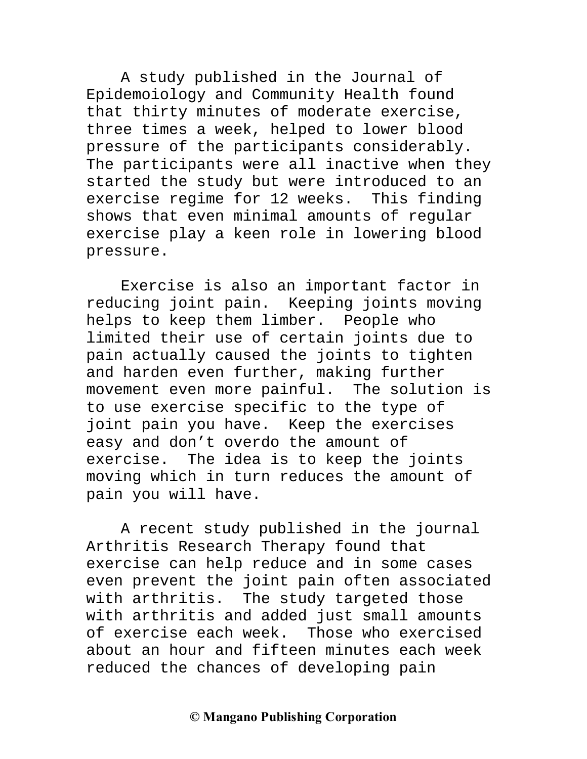A study published in the Journal of Epidemoiology and Community Health found that thirty minutes of moderate exercise, three times a week, helped to lower blood pressure of the participants considerably. The participants were all inactive when they started the study but were introduced to an exercise regime for 12 weeks. This finding shows that even minimal amounts of regular exercise play a keen role in lowering blood pressure.

Exercise is also an important factor in reducing joint pain. Keeping joints moving helps to keep them limber. People who limited their use of certain joints due to pain actually caused the joints to tighten and harden even further, making further movement even more painful. The solution is to use exercise specific to the type of joint pain you have. Keep the exercises easy and don't overdo the amount of exercise. The idea is to keep the joints moving which in turn reduces the amount of pain you will have.

A recent study published in the journal Arthritis Research Therapy found that exercise can help reduce and in some cases even prevent the joint pain often associated with arthritis. The study targeted those with arthritis and added just small amounts of exercise each week. Those who exercised about an hour and fifteen minutes each week reduced the chances of developing pain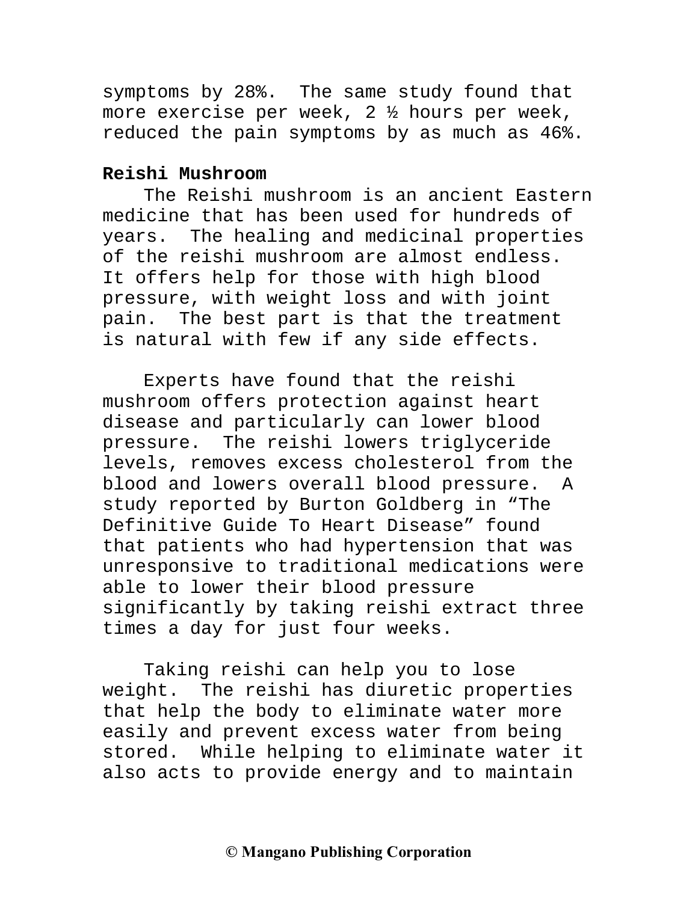symptoms by 28%. The same study found that more exercise per week, 2 ½ hours per week, reduced the pain symptoms by as much as 46%.

**Reishi Mushroom**

The Reishi mushroom is an ancient Eastern medicine that has been used for hundreds of years. The healing and medicinal properties of the reishi mushroom are almost endless. It offers help for those with high blood pressure, with weight loss and with joint pain. The best part is that the treatment is natural with few if any side effects.

Experts have found that the reishi mushroom offers protection against heart disease and particularly can lower blood pressure. The reishi lowers triglyceride levels, removes excess cholesterol from the blood and lowers overall blood pressure. A study reported by Burton Goldberg in "The Definitive Guide To Heart Disease" found that patients who had hypertension that was unresponsive to traditional medications were able to lower their blood pressure significantly by taking reishi extract three times a day for just four weeks.

Taking reishi can help you to lose weight. The reishi has diuretic properties that help the body to eliminate water more easily and prevent excess water from being stored. While helping to eliminate water it also acts to provide energy and to maintain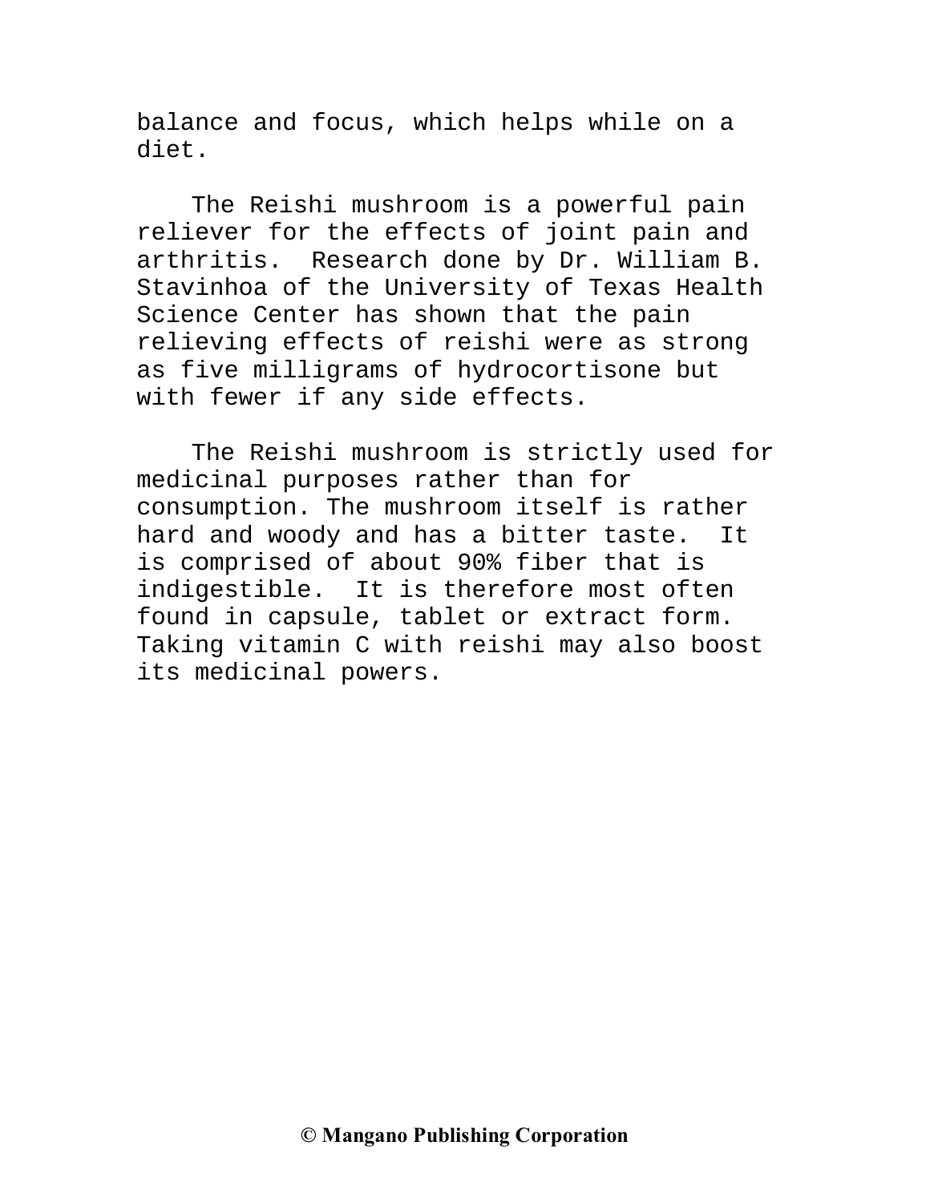balance and focus, which helps while on a diet.

The Reishi mushroom is a powerful pain reliever for the effects of joint pain and arthritis. Research done by Dr. William B. Stavinhoa of the University of Texas Health Science Center has shown that the pain relieving effects of reishi were as strong as five milligrams of hydrocortisone but with fewer if any side effects.

The Reishi mushroom is strictly used for medicinal purposes rather than for consumption. The mushroom itself is rather hard and woody and has a bitter taste. It is comprised of about 90% fiber that is indigestible. It is therefore most often found in capsule, tablet or extract form. Taking vitamin C with reishi may also boost its medicinal powers.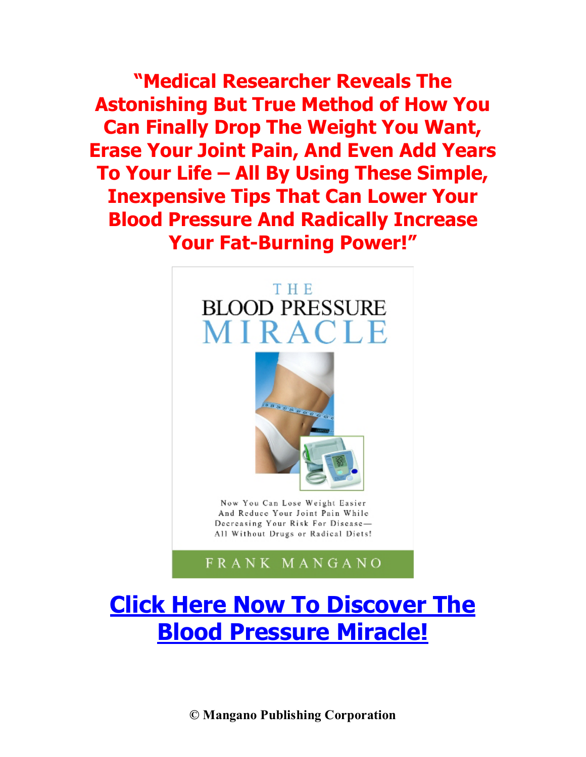**"Medical Researcher Reveals The Astonishing But True Method of How You Can Finally Drop The Weight You Want, Erase Your Joint Pain, And Even Add Years To Your Life – All By Using These Simple, Inexpensive Tips That Can Lower Your Blood Pressure And Radically Increase Your Fat-Burning Power!"**

THE BLOOD PRESSURE MIRACLE

Now You Can Lose Weight Easier And Reduce Your Joint Pain While Decreasing Your Risk For Disease— All Without Drugs or Radical Diets!

FRANK MANGANO

**Click Here Now To Discover The Blood Pressure Miracle!**

© Mangano Publishing Corporation